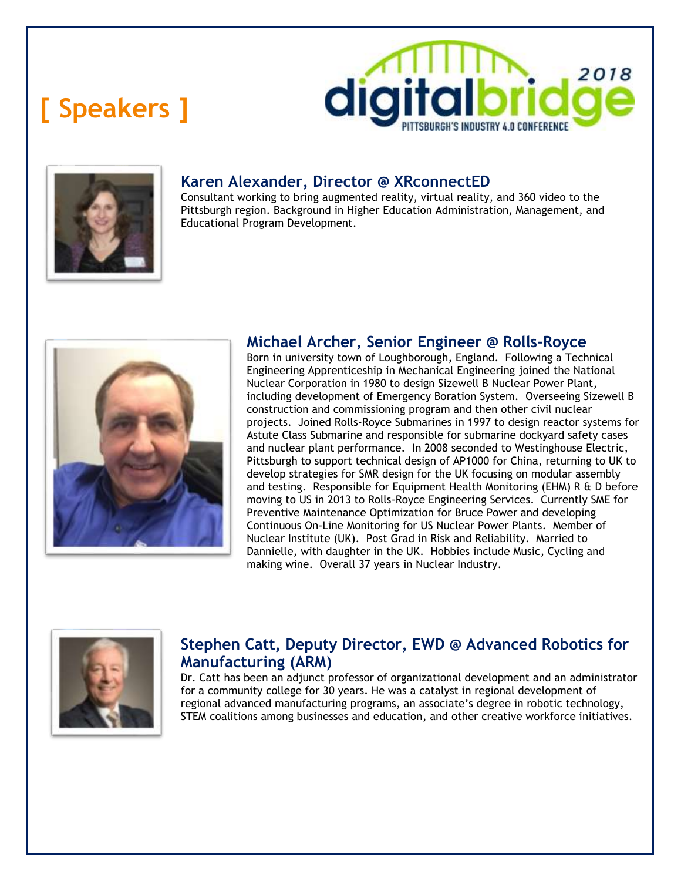# [ Speakers ]

digitalbridge 2018
PITTSBURGH'S INDUSTRY 4.0 CONFERENCE

## Karen Alexander, Director @ XRconnectED

Consultant working to bring augmented reality, virtual reality, and 360 video to the Pittsburgh region. Background in Higher Education Administration, Management, and Educational Program Development.

## Michael Archer, Senior Engineer @ Rolls-Royce

Born in university town of Loughborough, England. Following a Technical Engineering Apprenticeship in Mechanical Engineering joined the National Nuclear Corporation in 1980 to design Sizewell B Nuclear Power Plant, including development of Emergency Boration System. Overseeing Sizewell B construction and commissioning program and then other civil nuclear projects. Joined Rolls-Royce Submarines in 1997 to design reactor systems for Astute Class Submarine and responsible for submarine dockyard safety cases and nuclear plant performance. In 2008 seconded to Westinghouse Electric, Pittsburgh to support technical design of AP1000 for China, returning to UK to develop strategies for SMR design for the UK focusing on modular assembly and testing. Responsible for Equipment Health Monitoring (EHM) R & D before moving to US in 2013 to Rolls-Royce Engineering Services. Currently SME for Preventive Maintenance Optimization for Bruce Power and developing Continuous On-Line Monitoring for US Nuclear Power Plants. Member of Nuclear Institute (UK). Post Grad in Risk and Reliability. Married to Dannielle, with daughter in the UK. Hobbies include Music, Cycling and making wine. Overall 37 years in Nuclear Industry.

## Stephen Catt, Deputy Director, EWD @ Advanced Robotics for Manufacturing (ARM)

Dr. Catt has been an adjunct professor of organizational development and an administrator for a community college for 30 years. He was a catalyst in regional development of regional advanced manufacturing programs, an associate's degree in robotic technology, STEM coalitions among businesses and education, and other creative workforce initiatives.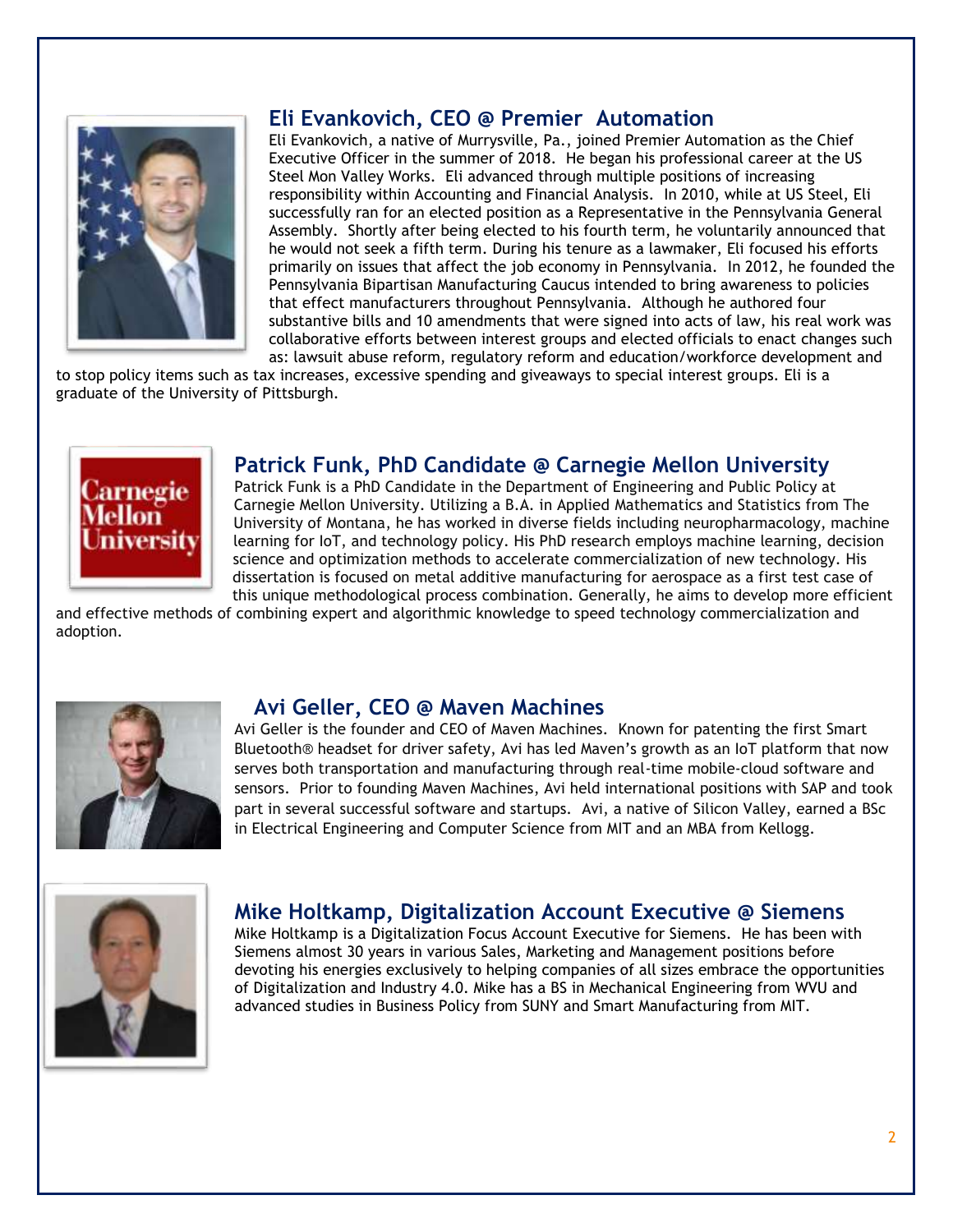## Eli Evankovich, CEO @ Premier Automation

Eli Evankovich, a native of Murrysville, Pa., joined Premier Automation as the Chief Executive Officer in the summer of 2018. He began his professional career at the US Steel Mon Valley Works. Eli advanced through multiple positions of increasing responsibility within Accounting and Financial Analysis. In 2010, while at US Steel, Eli successfully ran for an elected position as a Representative in the Pennsylvania General Assembly. Shortly after being elected to his fourth term, he voluntarily announced that he would not seek a fifth term. During his tenure as a lawmaker, Eli focused his efforts primarily on issues that affect the job economy in Pennsylvania. In 2012, he founded the Pennsylvania Bipartisan Manufacturing Caucus intended to bring awareness to policies that effect manufacturers throughout Pennsylvania. Although he authored four substantive bills and 10 amendments that were signed into acts of law, his real work was collaborative efforts between interest groups and elected officials to enact changes such as: lawsuit abuse reform, regulatory reform and education/workforce development and to stop policy items such as tax increases, excessive spending and giveaways to special interest groups. Eli is a graduate of the University of Pittsburgh.

## Patrick Funk, PhD Candidate @ Carnegie Mellon University

Patrick Funk is a PhD Candidate in the Department of Engineering and Public Policy at Carnegie Mellon University. Utilizing a B.A. in Applied Mathematics and Statistics from The University of Montana, he has worked in diverse fields including neuropharmacology, machine learning for IoT, and technology policy. His PhD research employs machine learning, decision science and optimization methods to accelerate commercialization of new technology. His dissertation is focused on metal additive manufacturing for aerospace as a first test case of this unique methodological process combination. Generally, he aims to develop more efficient and effective methods of combining expert and algorithmic knowledge to speed technology commercialization and adoption.

## Avi Geller, CEO @ Maven Machines

Avi Geller is the founder and CEO of Maven Machines. Known for patenting the first Smart Bluetooth® headset for driver safety, Avi has led Maven's growth as an IoT platform that now serves both transportation and manufacturing through real-time mobile-cloud software and sensors. Prior to founding Maven Machines, Avi held international positions with SAP and took part in several successful software and startups. Avi, a native of Silicon Valley, earned a BSc in Electrical Engineering and Computer Science from MIT and an MBA from Kellogg.

## Mike Holtkamp, Digitalization Account Executive @ Siemens

Mike Holtkamp is a Digitalization Focus Account Executive for Siemens. He has been with Siemens almost 30 years in various Sales, Marketing and Management positions before devoting his energies exclusively to helping companies of all sizes embrace the opportunities of Digitalization and Industry 4.0. Mike has a BS in Mechanical Engineering from WVU and advanced studies in Business Policy from SUNY and Smart Manufacturing from MIT.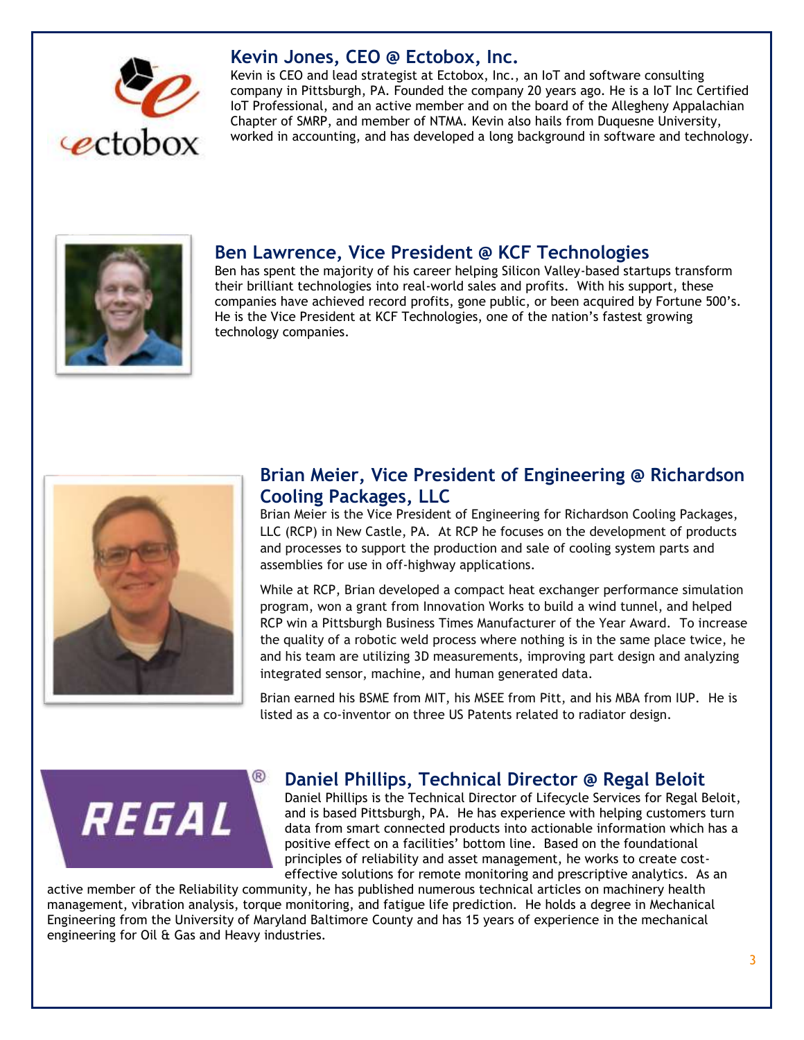## Kevin Jones, CEO @ Ectobox, Inc.

Kevin is CEO and lead strategist at Ectobox, Inc., an IoT and software consulting company in Pittsburgh, PA. Founded the company 20 years ago. He is a IoT Inc Certified IoT Professional, and an active member and on the board of the Allegheny Appalachian Chapter of SMRP, and member of NTMA. Kevin also hails from Duquesne University, worked in accounting, and has developed a long background in software and technology.

## Ben Lawrence, Vice President @ KCF Technologies

Ben has spent the majority of his career helping Silicon Valley-based startups transform their brilliant technologies into real-world sales and profits. With his support, these companies have achieved record profits, gone public, or been acquired by Fortune 500's. He is the Vice President at KCF Technologies, one of the nation's fastest growing technology companies.

## Brian Meier, Vice President of Engineering @ Richardson Cooling Packages, LLC

Brian Meier is the Vice President of Engineering for Richardson Cooling Packages, LLC (RCP) in New Castle, PA. At RCP he focuses on the development of products and processes to support the production and sale of cooling system parts and assemblies for use in off-highway applications.

While at RCP, Brian developed a compact heat exchanger performance simulation program, won a grant from Innovation Works to build a wind tunnel, and helped RCP win a Pittsburgh Business Times Manufacturer of the Year Award. To increase the quality of a robotic weld process where nothing is in the same place twice, he and his team are utilizing 3D measurements, improving part design and analyzing integrated sensor, machine, and human generated data.

Brian earned his BSME from MIT, his MSEE from Pitt, and his MBA from IUP. He is listed as a co-inventor on three US Patents related to radiator design.

## Daniel Phillips, Technical Director @ Regal Beloit

Daniel Phillips is the Technical Director of Lifecycle Services for Regal Beloit, and is based Pittsburgh, PA. He has experience with helping customers turn data from smart connected products into actionable information which has a positive effect on a facilities' bottom line. Based on the foundational principles of reliability and asset management, he works to create cost-effective solutions for remote monitoring and prescriptive analytics. As an active member of the Reliability community, he has published numerous technical articles on machinery health management, vibration analysis, torque monitoring, and fatigue life prediction. He holds a degree in Mechanical Engineering from the University of Maryland Baltimore County and has 15 years of experience in the mechanical engineering for Oil & Gas and Heavy industries.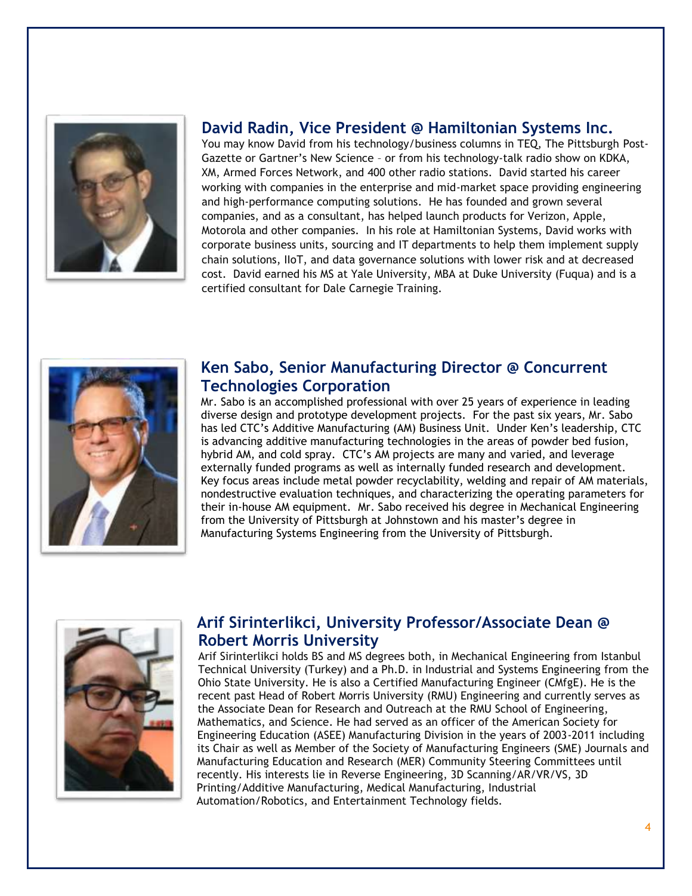## David Radin, Vice President @ Hamiltonian Systems Inc.

You may know David from his technology/business columns in TEQ, The Pittsburgh Post-Gazette or Gartner's New Science – or from his technology-talk radio show on KDKA, XM, Armed Forces Network, and 400 other radio stations. David started his career working with companies in the enterprise and mid-market space providing engineering and high-performance computing solutions. He has founded and grown several companies, and as a consultant, has helped launch products for Verizon, Apple, Motorola and other companies. In his role at Hamiltonian Systems, David works with corporate business units, sourcing and IT departments to help them implement supply chain solutions, IIoT, and data governance solutions with lower risk and at decreased cost. David earned his MS at Yale University, MBA at Duke University (Fuqua) and is a certified consultant for Dale Carnegie Training.

## Ken Sabo, Senior Manufacturing Director @ Concurrent Technologies Corporation

Mr. Sabo is an accomplished professional with over 25 years of experience in leading diverse design and prototype development projects. For the past six years, Mr. Sabo has led CTC's Additive Manufacturing (AM) Business Unit. Under Ken's leadership, CTC is advancing additive manufacturing technologies in the areas of powder bed fusion, hybrid AM, and cold spray. CTC's AM projects are many and varied, and leverage externally funded programs as well as internally funded research and development. Key focus areas include metal powder recyclability, welding and repair of AM materials, nondestructive evaluation techniques, and characterizing the operating parameters for their in-house AM equipment. Mr. Sabo received his degree in Mechanical Engineering from the University of Pittsburgh at Johnstown and his master's degree in Manufacturing Systems Engineering from the University of Pittsburgh.

## Arif Sirinterlikci, University Professor/Associate Dean @ Robert Morris University

Arif Sirinterlikci holds BS and MS degrees both, in Mechanical Engineering from Istanbul Technical University (Turkey) and a Ph.D. in Industrial and Systems Engineering from the Ohio State University. He is also a Certified Manufacturing Engineer (CMfgE). He is the recent past Head of Robert Morris University (RMU) Engineering and currently serves as the Associate Dean for Research and Outreach at the RMU School of Engineering, Mathematics, and Science. He had served as an officer of the American Society for Engineering Education (ASEE) Manufacturing Division in the years of 2003-2011 including its Chair as well as Member of the Society of Manufacturing Engineers (SME) Journals and Manufacturing Education and Research (MER) Community Steering Committees until recently. His interests lie in Reverse Engineering, 3D Scanning/AR/VR/VS, 3D Printing/Additive Manufacturing, Medical Manufacturing, Industrial Automation/Robotics, and Entertainment Technology fields.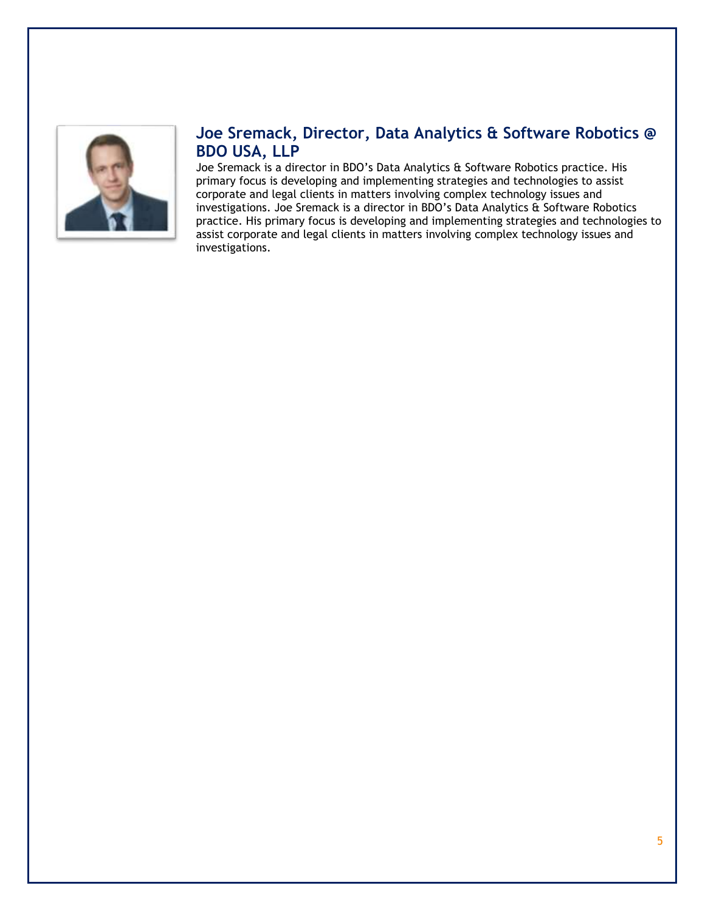## Joe Sremack, Director, Data Analytics & Software Robotics @ BDO USA, LLP

Joe Sremack is a director in BDO's Data Analytics & Software Robotics practice. His primary focus is developing and implementing strategies and technologies to assist corporate and legal clients in matters involving complex technology issues and investigations. Joe Sremack is a director in BDO's Data Analytics & Software Robotics practice. His primary focus is developing and implementing strategies and technologies to assist corporate and legal clients in matters involving complex technology issues and investigations.